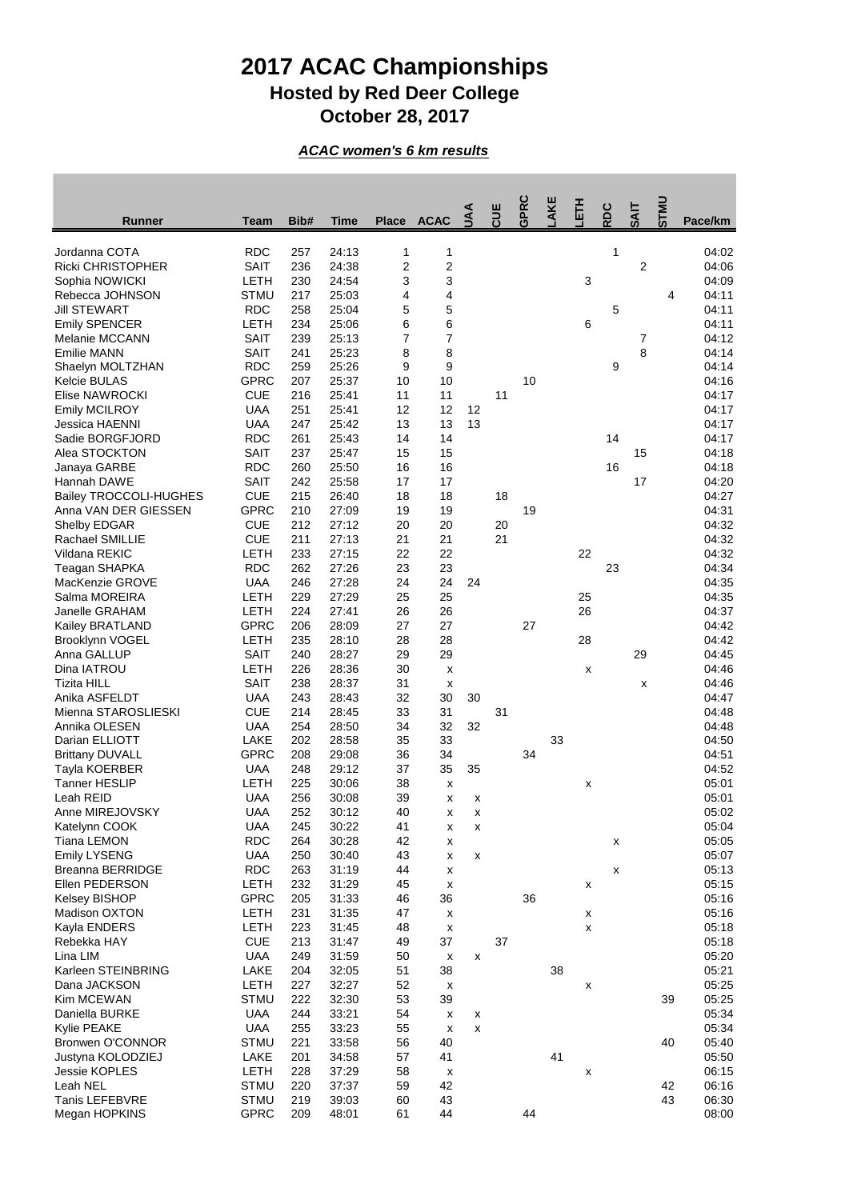# 2017 ACAC Championships

## Hosted by Red Deer College

## October 28, 2017

***ACAC women's 6 km results***

| Runner | Team | Bib# | Time | Place | ACAC | UAA | CUE | GPRC | LAKE | LETH | RDC | SAIT | STMU | Pace/km |
|---|---|---|---|---|---|---|---|---|---|---|---|---|---|---|
| Jordanna COTA | RDC | 257 | 24:13 | 1 | 1 | | | | | | 1 | | | 04:02 |
| Ricki CHRISTOPHER | SAIT | 236 | 24:38 | 2 | 2 | | | | | | | 2 | | 04:06 |
| Sophia NOWICKI | LETH | 230 | 24:54 | 3 | 3 | | | | | 3 | | | | 04:09 |
| Rebecca JOHNSON | STMU | 217 | 25:03 | 4 | 4 | | | | | | | | 4 | 04:11 |
| Jill STEWART | RDC | 258 | 25:04 | 5 | 5 | | | | | | 5 | | | 04:11 |
| Emily SPENCER | LETH | 234 | 25:06 | 6 | 6 | | | | | 6 | | | | 04:11 |
| Melanie MCCANN | SAIT | 239 | 25:13 | 7 | 7 | | | | | | | 7 | | 04:12 |
| Emilie MANN | SAIT | 241 | 25:23 | 8 | 8 | | | | | | | 8 | | 04:14 |
| Shaelyn MOLTZHAN | RDC | 259 | 25:26 | 9 | 9 | | | | | | 9 | | | 04:14 |
| Kelcie BULAS | GPRC | 207 | 25:37 | 10 | 10 | | | 10 | | | | | | 04:16 |
| Elise NAWROCKI | CUE | 216 | 25:41 | 11 | 11 | | 11 | | | | | | | 04:17 |
| Emily MCILROY | UAA | 251 | 25:41 | 12 | 12 | 12 | | | | | | | | 04:17 |
| Jessica HAENNI | UAA | 247 | 25:42 | 13 | 13 | 13 | | | | | | | | 04:17 |
| Sadie BORGFJORD | RDC | 261 | 25:43 | 14 | 14 | | | | | | 14 | | | 04:17 |
| Alea STOCKTON | SAIT | 237 | 25:47 | 15 | 15 | | | | | | | 15 | | 04:18 |
| Janaya GARBE | RDC | 260 | 25:50 | 16 | 16 | | | | | | 16 | | | 04:18 |
| Hannah DAWE | SAIT | 242 | 25:58 | 17 | 17 | | | | | | | 17 | | 04:20 |
| Bailey TROCCOLI-HUGHES | CUE | 215 | 26:40 | 18 | 18 | | 18 | | | | | | | 04:27 |
| Anna VAN DER GIESSEN | GPRC | 210 | 27:09 | 19 | 19 | | | 19 | | | | | | 04:31 |
| Shelby EDGAR | CUE | 212 | 27:12 | 20 | 20 | | 20 | | | | | | | 04:32 |
| Rachael SMILLIE | CUE | 211 | 27:13 | 21 | 21 | | 21 | | | | | | | 04:32 |
| Vildana REKIC | LETH | 233 | 27:15 | 22 | 22 | | | | | 22 | | | | 04:32 |
| Teagan SHAPKA | RDC | 262 | 27:26 | 23 | 23 | | | | | | 23 | | | 04:34 |
| MacKenzie GROVE | UAA | 246 | 27:28 | 24 | 24 | 24 | | | | | | | | 04:35 |
| Salma MOREIRA | LETH | 229 | 27:29 | 25 | 25 | | | | | 25 | | | | 04:35 |
| Janelle GRAHAM | LETH | 224 | 27:41 | 26 | 26 | | | | | 26 | | | | 04:37 |
| Kailey BRATLAND | GPRC | 206 | 28:09 | 27 | 27 | | | 27 | | | | | | 04:42 |
| Brooklynn VOGEL | LETH | 235 | 28:10 | 28 | 28 | | | | | 28 | | | | 04:42 |
| Anna GALLUP | SAIT | 240 | 28:27 | 29 | 29 | | | | | | | 29 | | 04:45 |
| Dina IATROU | LETH | 226 | 28:36 | 30 | x | | | | | x | | | | 04:46 |
| Tizita HILL | SAIT | 238 | 28:37 | 31 | x | | | | | | | x | | 04:46 |
| Anika ASFELDT | UAA | 243 | 28:43 | 32 | 30 | 30 | | | | | | | | 04:47 |
| Mienna STAROSLIESKI | CUE | 214 | 28:45 | 33 | 31 | | 31 | | | | | | | 04:48 |
| Annika OLESEN | UAA | 254 | 28:50 | 34 | 32 | 32 | | | | | | | | 04:48 |
| Darian ELLIOTT | LAKE | 202 | 28:58 | 35 | 33 | | | | 33 | | | | | 04:50 |
| Brittany DUVALL | GPRC | 208 | 29:08 | 36 | 34 | | | 34 | | | | | | 04:51 |
| Tayla KOERBER | UAA | 248 | 29:12 | 37 | 35 | 35 | | | | | | | | 04:52 |
| Tanner HESLIP | LETH | 225 | 30:06 | 38 | x | | | | | x | | | | 05:01 |
| Leah REID | UAA | 256 | 30:08 | 39 | x | x | | | | | | | | 05:01 |
| Anne MIREJOVSKY | UAA | 252 | 30:12 | 40 | x | x | | | | | | | | 05:02 |
| Katelynn COOK | UAA | 245 | 30:22 | 41 | x | x | | | | | | | | 05:04 |
| Tiana LEMON | RDC | 264 | 30:28 | 42 | x | | | | | | x | | | 05:05 |
| Emily LYSENG | UAA | 250 | 30:40 | 43 | x | x | | | | | | | | 05:07 |
| Breanna BERRIDGE | RDC | 263 | 31:19 | 44 | x | | | | | | x | | | 05:13 |
| Ellen PEDERSON | LETH | 232 | 31:29 | 45 | x | | | | | x | | | | 05:15 |
| Kelsey BISHOP | GPRC | 205 | 31:33 | 46 | 36 | | | 36 | | | | | | 05:16 |
| Madison OXTON | LETH | 231 | 31:35 | 47 | x | | | | | x | | | | 05:16 |
| Kayla ENDERS | LETH | 223 | 31:45 | 48 | x | | | | | x | | | | 05:18 |
| Rebekka HAY | CUE | 213 | 31:47 | 49 | 37 | | 37 | | | | | | | 05:18 |
| Lina LIM | UAA | 249 | 31:59 | 50 | x | x | | | | | | | | 05:20 |
| Karleen STEINBRING | LAKE | 204 | 32:05 | 51 | 38 | | | | 38 | | | | | 05:21 |
| Dana JACKSON | LETH | 227 | 32:27 | 52 | x | | | | | x | | | | 05:25 |
| Kim MCEWAN | STMU | 222 | 32:30 | 53 | 39 | | | | | | | | 39 | 05:25 |
| Daniella BURKE | UAA | 244 | 33:21 | 54 | x | x | | | | | | | | 05:34 |
| Kylie PEAKE | UAA | 255 | 33:23 | 55 | x | x | | | | | | | | 05:34 |
| Bronwen O'CONNOR | STMU | 221 | 33:58 | 56 | 40 | | | | | | | | 40 | 05:40 |
| Justyna KOLODZIEJ | LAKE | 201 | 34:58 | 57 | 41 | | | | 41 | | | | | 05:50 |
| Jessie KOPLES | LETH | 228 | 37:29 | 58 | x | | | | | x | | | | 06:15 |
| Leah NEL | STMU | 220 | 37:37 | 59 | 42 | | | | | | | | 42 | 06:16 |
| Tanis LEFEBVRE | STMU | 219 | 39:03 | 60 | 43 | | | | | | | | 43 | 06:30 |
| Megan HOPKINS | GPRC | 209 | 48:01 | 61 | 44 | | | 44 | | | | | | 08:00 |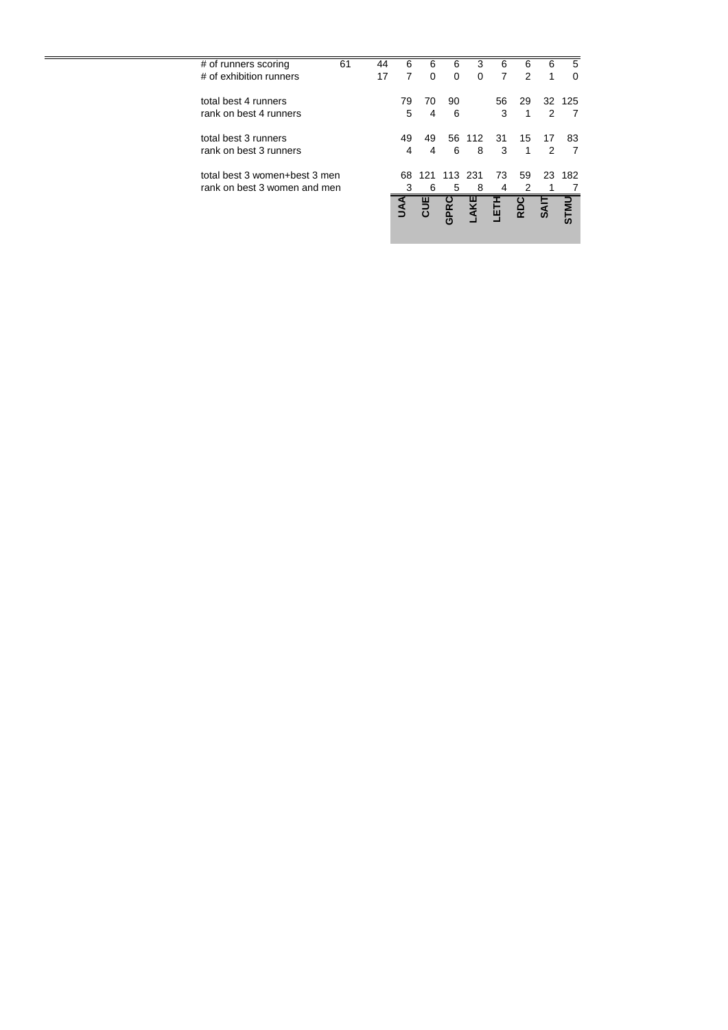| | | | UAA | CUE | GPRC | LAKE | LETH | RDC | SAIT | STMU |
|---|---|---|---|---|---|---|---|---|---|---|
| # of runners scoring | 61 | 44 | 6 | 6 | 6 | 3 | 6 | 6 | 6 | 5 |
| # of exhibition runners | | 17 | 7 | 0 | 0 | 0 | 7 | 2 | 1 | 0 |
| total best 4 runners | | | 79 | 70 | 90 | | 56 | 29 | 32 | 125 |
| rank on best 4 runners | | | 5 | 4 | 6 | | 3 | 1 | 2 | 7 |
| total best 3 runners | | | 49 | 49 | 56 | 112 | 31 | 15 | 17 | 83 |
| rank on best 3 runners | | | 4 | 4 | 6 | 8 | 3 | 1 | 2 | 7 |
| total best 3 women+best 3 men | | | 68 | 121 | 113 | 231 | 73 | 59 | 23 | 182 |
| rank on best 3 women and men | | | 3 | 6 | 5 | 8 | 4 | 2 | 1 | 7 |